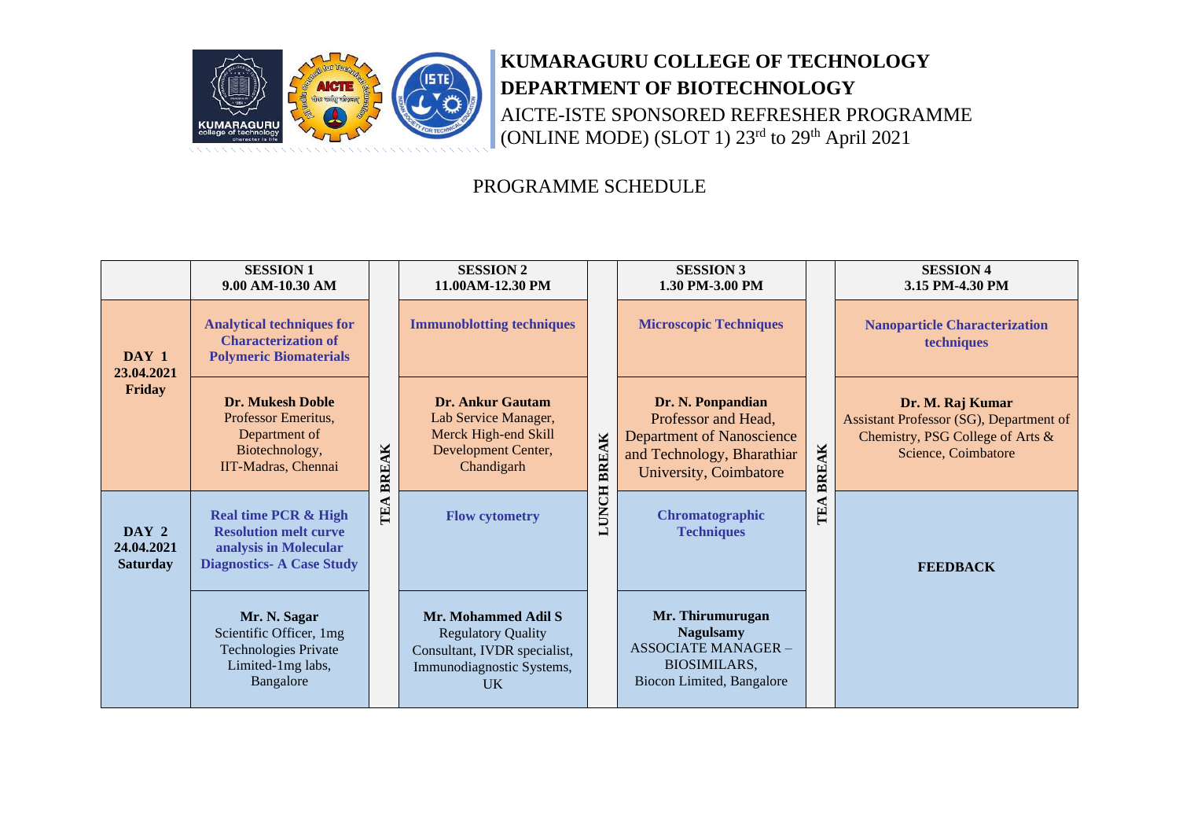# KUMARAGURU COLLEGE OF TECHNOLOGY

## DEPARTMENT OF BIOTECHNOLOGY

AICTE-ISTE SPONSORED REFRESHER PROGRAMME (ONLINE MODE) (SLOT 1) 23rd to 29th April 2021

PROGRAMME SCHEDULE

| | SESSION 1 9.00 AM-10.30 AM | | SESSION 2 11.00AM-12.30 PM | | SESSION 3 1.30 PM-3.00 PM | | SESSION 4 3.15 PM-4.30 PM |
|---|---|---|---|---|---|---|---|
| **DAY 1 23.04.2021 Friday** | **Analytical techniques for Characterization of Polymeric Biomaterials** | TEA BREAK | **Immunoblotting techniques** | LUNCH BREAK | **Microscopic Techniques** | TEA BREAK | **Nanoparticle Characterization techniques** |
| | **Dr. Mukesh Doble** Professor Emeritus, Department of Biotechnology, IIT-Madras, Chennai | | **Dr. Ankur Gautam** Lab Service Manager, Merck High-end Skill Development Center, Chandigarh | | **Dr. N. Ponpandian** Professor and Head, Department of Nanoscience and Technology, Bharathiar University, Coimbatore | | **Dr. M. Raj Kumar** Assistant Professor (SG), Department of Chemistry, PSG College of Arts & Science, Coimbatore |
| **DAY 2 24.04.2021 Saturday** | **Real time PCR & High Resolution melt curve analysis in Molecular Diagnostics- A Case Study** | | **Flow cytometry** | | **Chromatographic Techniques** | | **FEEDBACK** |
| | **Mr. N. Sagar** Scientific Officer, 1mg Technologies Private Limited-1mg labs, Bangalore | | **Mr. Mohammed Adil S** Regulatory Quality Consultant, IVDR specialist, Immunodiagnostic Systems, UK | | **Mr. Thirumurugan Nagulsamy** ASSOCIATE MANAGER – BIOSIMILARS, Biocon Limited, Bangalore | | |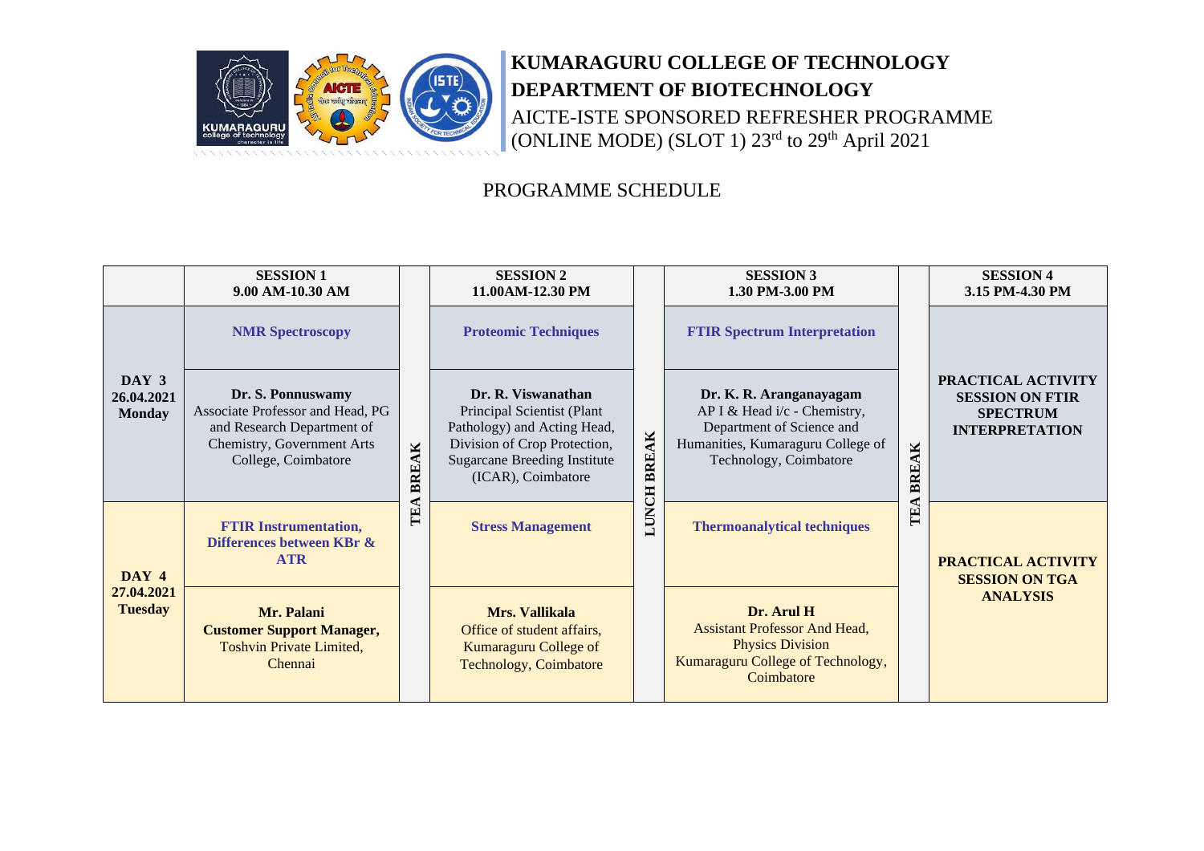# KUMARAGURU COLLEGE OF TECHNOLOGY

## DEPARTMENT OF BIOTECHNOLOGY

AICTE-ISTE SPONSORED REFRESHER PROGRAMME (ONLINE MODE) (SLOT 1) 23rd to 29th April 2021

## PROGRAMME SCHEDULE

| | **SESSION 1 9.00 AM-10.30 AM** | | **SESSION 2 11.00AM-12.30 PM** | | **SESSION 3 1.30 PM-3.00 PM** | | **SESSION 4 3.15 PM-4.30 PM** |
|---|---|---|---|---|---|---|---|
| **DAY 3 26.04.2021 Monday** | **NMR Spectroscopy**<br><br>**Dr. S. Ponnuswamy**<br>Associate Professor and Head, PG and Research Department of Chemistry, Government Arts College, Coimbatore | **TEA BREAK** | **Proteomic Techniques**<br><br>**Dr. R. Viswanathan**<br>Principal Scientist (Plant Pathology) and Acting Head, Division of Crop Protection, Sugarcane Breeding Institute (ICAR), Coimbatore | **LUNCH BREAK** | **FTIR Spectrum Interpretation**<br><br>**Dr. K. R. Aranganayagam**<br>AP I & Head i/c - Chemistry, Department of Science and Humanities, Kumaraguru College of Technology, Coimbatore | **TEA BREAK** | **PRACTICAL ACTIVITY SESSION ON FTIR SPECTRUM INTERPRETATION** |
| **DAY 4 27.04.2021 Tuesday** | **FTIR Instrumentation, Differences between KBr & ATR**<br><br>**Mr. Palani**<br>**Customer Support Manager,**<br>Toshvin Private Limited, Chennai | | **Stress Management**<br><br>**Mrs. Vallikala**<br>Office of student affairs, Kumaraguru College of Technology, Coimbatore | | **Thermoanalytical techniques**<br><br>**Dr. Arul H**<br>Assistant Professor And Head, Physics Division<br>Kumaraguru College of Technology, Coimbatore | | **PRACTICAL ACTIVITY SESSION ON TGA ANALYSIS** |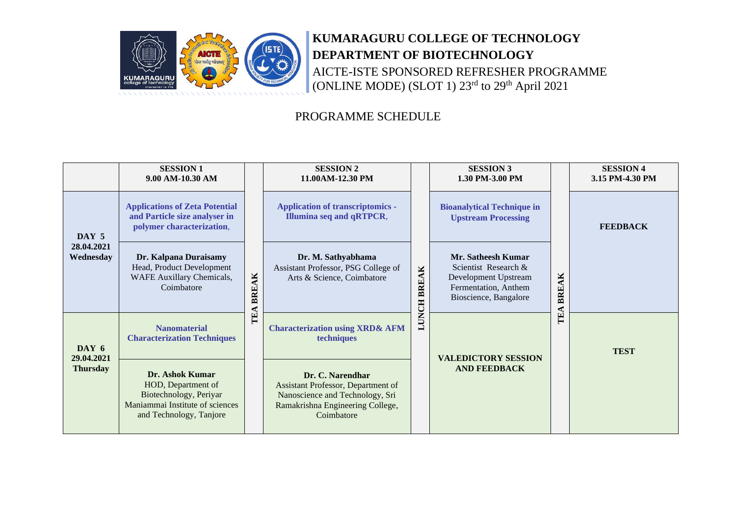**KUMARAGURU COLLEGE OF TECHNOLOGY**
**DEPARTMENT OF BIOTECHNOLOGY**
AICTE-ISTE SPONSORED REFRESHER PROGRAMME
(ONLINE MODE) (SLOT 1) 23rd to 29th April 2021

PROGRAMME SCHEDULE

| | SESSION 1<br>9.00 AM-10.30 AM | | SESSION 2<br>11.00AM-12.30 PM | | SESSION 3<br>1.30 PM-3.00 PM | | SESSION 4<br>3.15 PM-4.30 PM |
|---|---|---|---|---|---|---|---|
| **DAY 5**<br>**28.04.2021**<br>**Wednesday** | **Applications of Zeta Potential and Particle size analyser in polymer characterization**, | TEA BREAK | **Application of transcriptomics - Illumina seq and qRTPCR**, | LUNCH BREAK | **Bioanalytical Technique in Upstream Processing** | TEA BREAK | **FEEDBACK** |
| | **Dr. Kalpana Duraisamy**<br>Head, Product Development WAFE Auxillary Chemicals, Coimbatore | | **Dr. M. Sathyabhama**<br>Assistant Professor, PSG College of Arts & Science, Coimbatore | | **Mr. Satheesh Kumar**<br>Scientist Research & Development Upstream Fermentation, Anthem Bioscience, Bangalore | | |
| **DAY 6**<br>**29.04.2021**<br>**Thursday** | **Nanomaterial Characterization Techniques** | | **Characterization using XRD& AFM techniques** | | **VALEDICTORY SESSION AND FEEDBACK** | | **TEST** |
| | **Dr. Ashok Kumar**<br>HOD, Department of Biotechnology, Periyar Maniammai Institute of sciences and Technology, Tanjore | | **Dr. C. Narendhar**<br>Assistant Professor, Department of Nanoscience and Technology, Sri Ramakrishna Engineering College, Coimbatore | | | | |